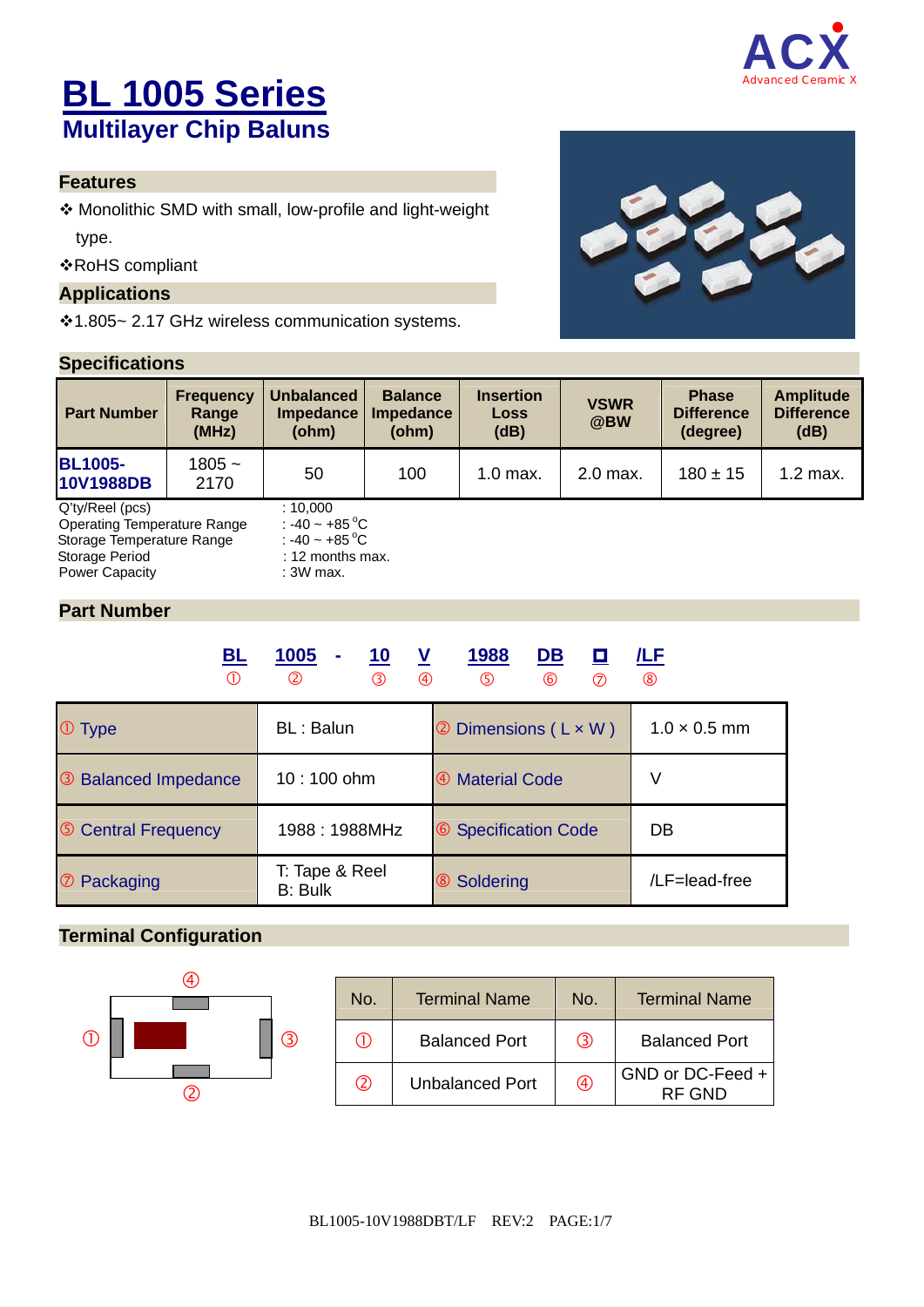# BL 1005 Series

## Multilayer Chip Baluns

### Features

- ❖ Monolithic SMD with small, low-profile and light-weight type.
- ❖ RoHS compliant

### Applications

- ❖ 1.805~ 2.17 GHz wireless communication systems.

### Specifications

| Part Number | Frequency Range (MHz) | Unbalanced Impedance (ohm) | Balance Impedance (ohm) | Insertion Loss (dB) | VSWR @BW | Phase Difference (degree) | Amplitude Difference (dB) |
|---|---|---|---|---|---|---|---|
| BL1005-10V1988DB | 1805 ~ 2170 | 50 | 100 | 1.0 max. | 2.0 max. | 180 ± 15 | 1.2 max. |

Q'ty/Reel (pcs) : 10,000
Operating Temperature Range : -40 ~ +85 °C
Storage Temperature Range : -40 ~ +85 °C
Storage Period : 12 months max.
Power Capacity : 3W max.

### Part Number

**BL** ① **1005** ② - **10** ③ **V** ④ **1988** ⑤ **DB** ⑥ **□** ⑦ **/LF** ⑧

| ① Type | BL : Balun | ② Dimensions ( L × W ) | 1.0 × 0.5 mm |
|---|---|---|---|
| ③ Balanced Impedance | 10 : 100 ohm | ④ Material Code | V |
| ⑤ Central Frequency | 1988 : 1988MHz | ⑥ Specification Code | DB |
| ⑦ Packaging | T: Tape & Reel<br>B: Bulk | ⑧ Soldering | /LF=lead-free |

### Terminal Configuration

| No. | Terminal Name | No. | Terminal Name |
|---|---|---|---|
| ① | Balanced Port | ③ | Balanced Port |
| ② | Unbalanced Port | ④ | GND or DC-Feed + RF GND |

BL1005-10V1988DBT/LF REV:2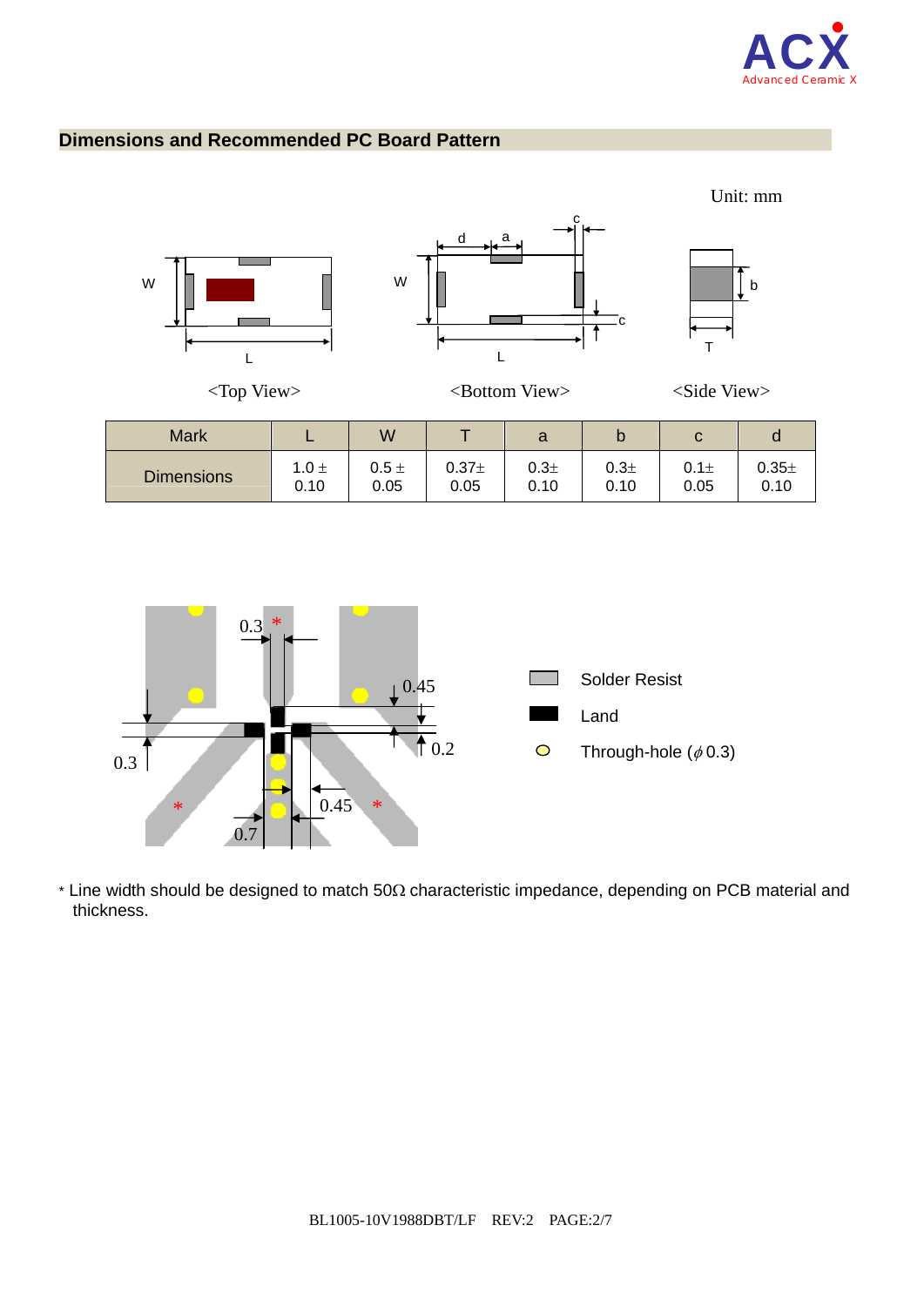## Dimensions and Recommended PC Board Pattern

Unit: mm

<Top View>　　<Bottom View>　　<Side View>

| Mark | L | W | T | a | b | c | d |
|---|---|---|---|---|---|---|---|
| Dimensions | 1.0 ± 0.10 | 0.5 ± 0.05 | 0.37± 0.05 | 0.3± 0.10 | 0.3± 0.10 | 0.1± 0.05 | 0.35± 0.10 |

Solder Resist

Land

Through-hole ($\phi$0.3)

* Line width should be designed to match 50Ω characteristic impedance, depending on PCB material and thickness.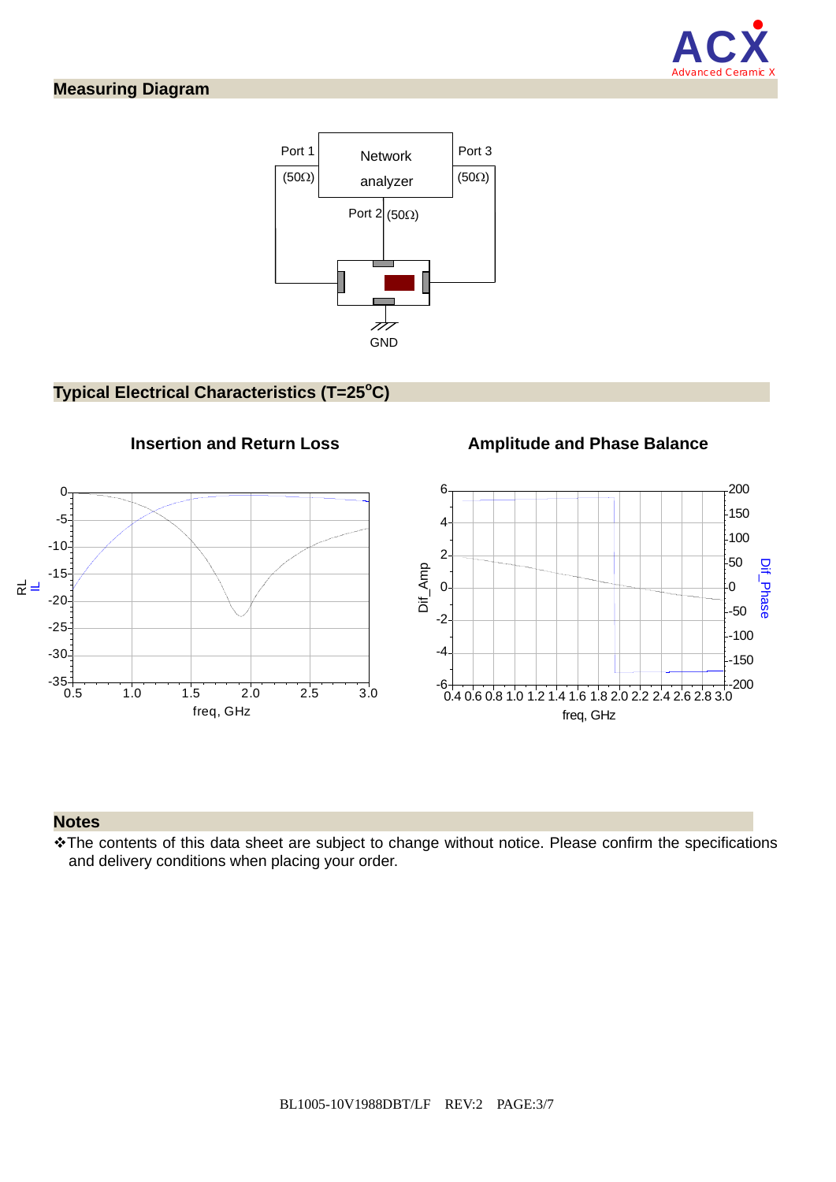## Measuring Diagram

Port 1 (50Ω) — Network analyzer — Port 3 (50Ω)

Port 2 (50Ω)

GND

## Typical Electrical Characteristics (T=25$^{o}$C)

**Insertion and Return Loss**

**Amplitude and Phase Balance**

## Notes

❖The contents of this data sheet are subject to change without notice. Please confirm the specifications and delivery conditions when placing your order.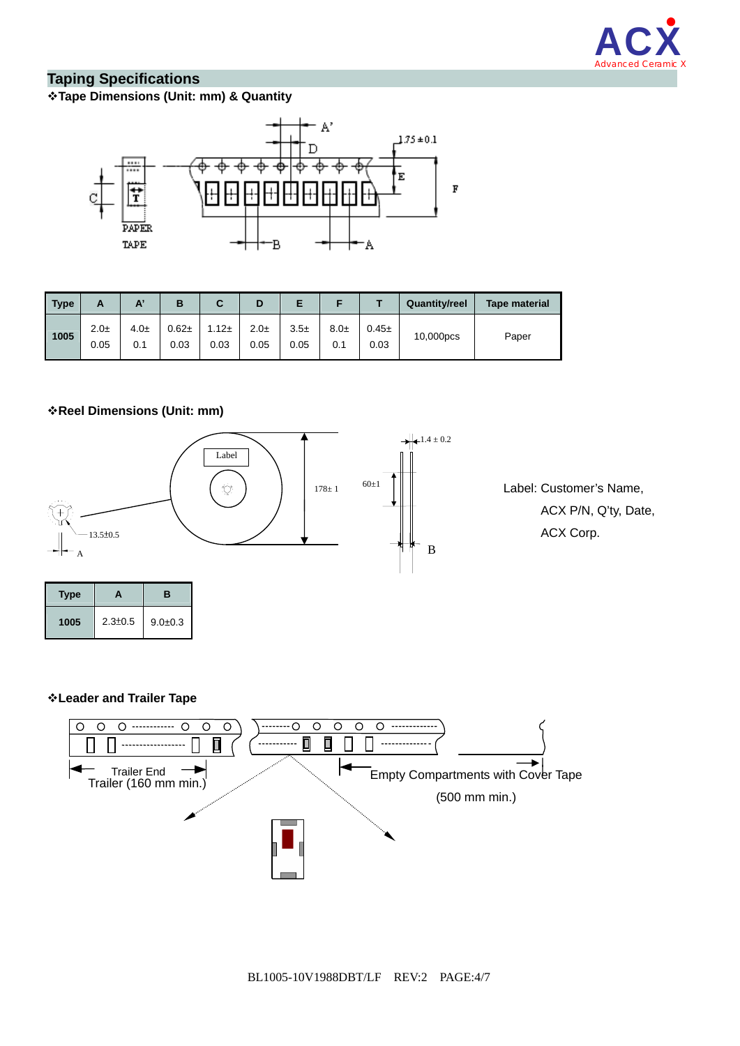## Taping Specifications

### ❖Tape Dimensions (Unit: mm) & Quantity

| Type | A | A' | B | C | D | E | F | T | Quantity/reel | Tape material |
|---|---|---|---|---|---|---|---|---|---|---|
| 1005 | 2.0± 0.05 | 4.0± 0.1 | 0.62± 0.03 | 1.12± 0.03 | 2.0± 0.05 | 3.5± 0.05 | 8.0± 0.1 | 0.45± 0.03 | 10,000pcs | Paper |

### ❖Reel Dimensions (Unit: mm)

Label: Customer's Name, ACX P/N, Q'ty, Date, ACX Corp.

| Type | A | B |
|---|---|---|
| 1005 | 2.3±0.5 | 9.0±0.3 |

### ❖Leader and Trailer Tape

Trailer End

Trailer (160 mm min.)

Empty Compartments with Cover Tape (500 mm min.)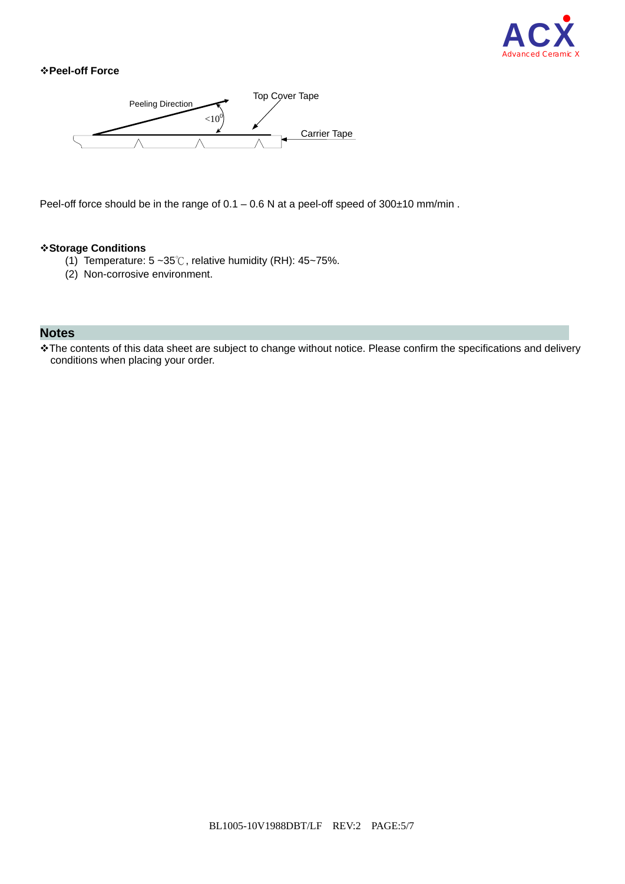### ❖Peel-off Force

Peeling Direction

<10°

Top Cover Tape

Carrier Tape

Peel-off force should be in the range of 0.1 – 0.6 N at a peel-off speed of 300±10 mm/min .

### ❖Storage Conditions

(1) Temperature: 5 ~35℃, relative humidity (RH): 45~75%.
(2) Non-corrosive environment.

## Notes

❖The contents of this data sheet are subject to change without notice. Please confirm the specifications and delivery conditions when placing your order.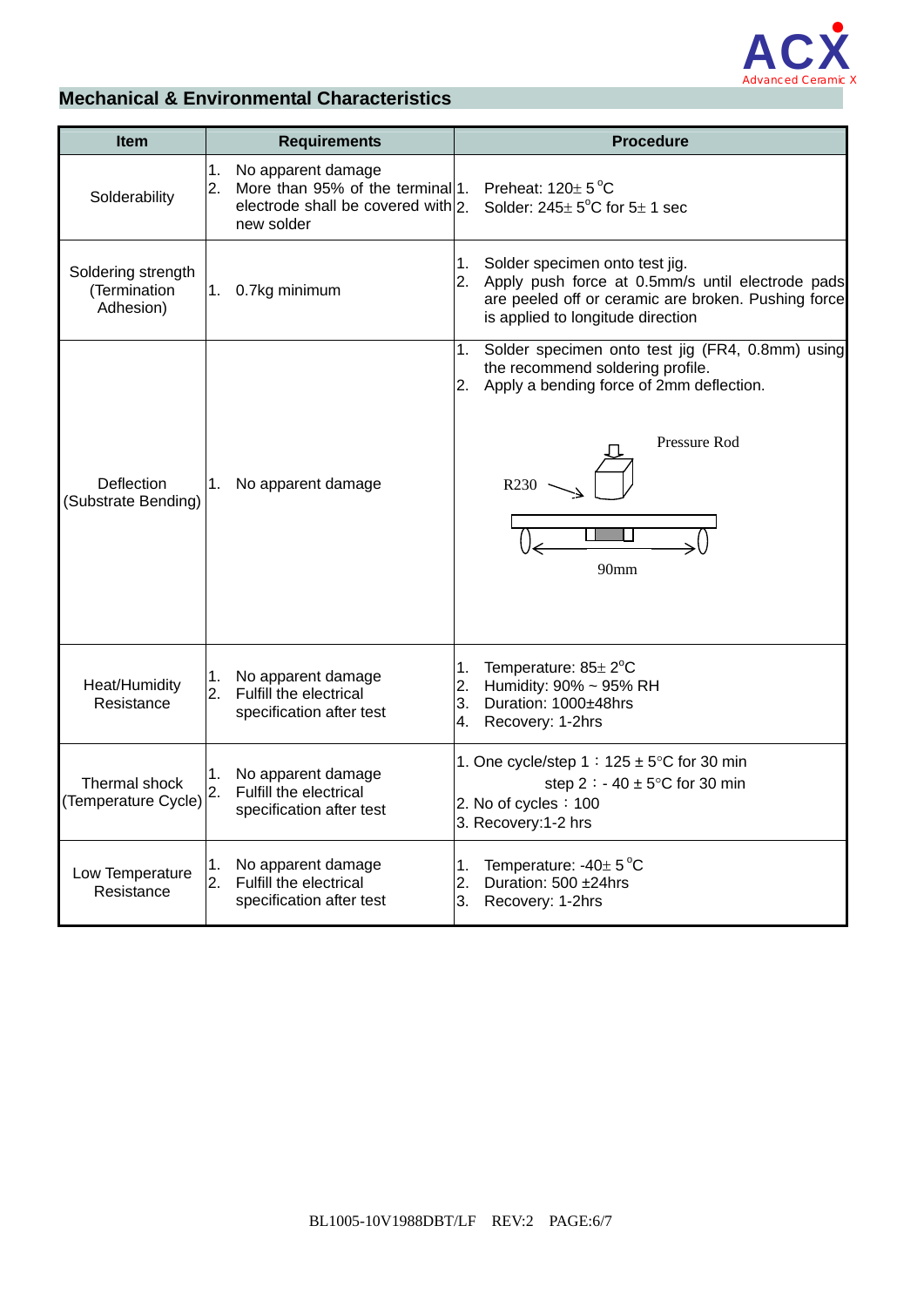## Mechanical & Environmental Characteristics

| Item | Requirements | Procedure |
|---|---|---|
| Solderability | 1. No apparent damage<br>2. More than 95% of the terminal electrode shall be covered with new solder | 1. Preheat: 120± 5 °C<br>2. Solder: 245± 5°C for 5± 1 sec |
| Soldering strength (Termination Adhesion) | 1. 0.7kg minimum | 1. Solder specimen onto test jig.<br>2. Apply push force at 0.5mm/s until electrode pads are peeled off or ceramic are broken. Pushing force is applied to longitude direction |
| Deflection (Substrate Bending) | 1. No apparent damage | 1. Solder specimen onto test jig (FR4, 0.8mm) using the recommend soldering profile.<br>2. Apply a bending force of 2mm deflection.<br><br>Pressure Rod<br>R230<br>90mm |
| Heat/Humidity Resistance | 1. No apparent damage<br>2. Fulfill the electrical specification after test | 1. Temperature: 85± 2°C<br>2. Humidity: 90% ~ 95% RH<br>3. Duration: 1000±48hrs<br>4. Recovery: 1-2hrs |
| Thermal shock (Temperature Cycle) | 1. No apparent damage<br>2. Fulfill the electrical specification after test | 1. One cycle/step 1：125 ± 5°C for 30 min<br>step 2：- 40 ± 5°C for 30 min<br>2. No of cycles：100<br>3. Recovery:1-2 hrs |
| Low Temperature Resistance | 1. No apparent damage<br>2. Fulfill the electrical specification after test | 1. Temperature: -40± 5 °C<br>2. Duration: 500 ±24hrs<br>3. Recovery: 1-2hrs |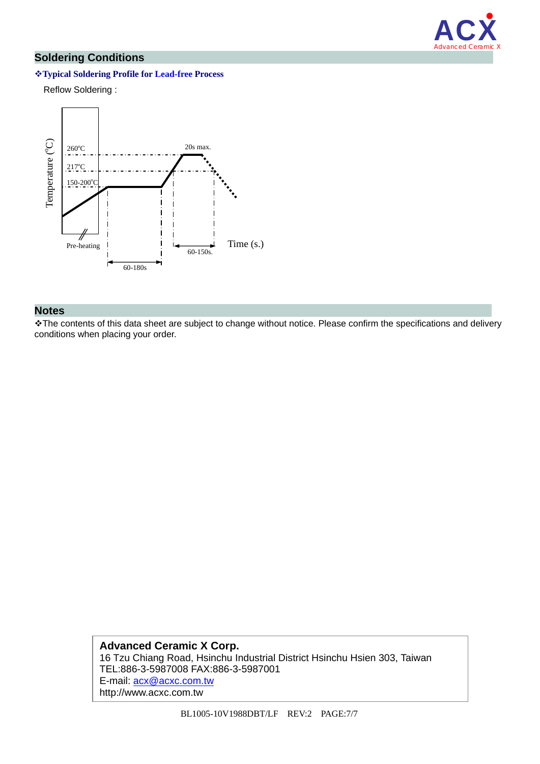## Soldering Conditions

❖**Typical Soldering Profile for Lead-free Process**

Reflow Soldering :

Temperature (°C)

260°C

217°C

150-200°C

20s max.

Pre-heating

60-180s

60-150s.

Time (s.)

## Notes

❖The contents of this data sheet are subject to change without notice. Please confirm the specifications and delivery conditions when placing your order.

**Advanced Ceramic X Corp.**
16 Tzu Chiang Road, Hsinchu Industrial District Hsinchu Hsien 303, Taiwan
TEL:886-3-5987008 FAX:886-3-5987001
E-mail: acx@acxc.com.tw
http://www.acxc.com.tw

BL1005-10V1988DBT/LF REV:2